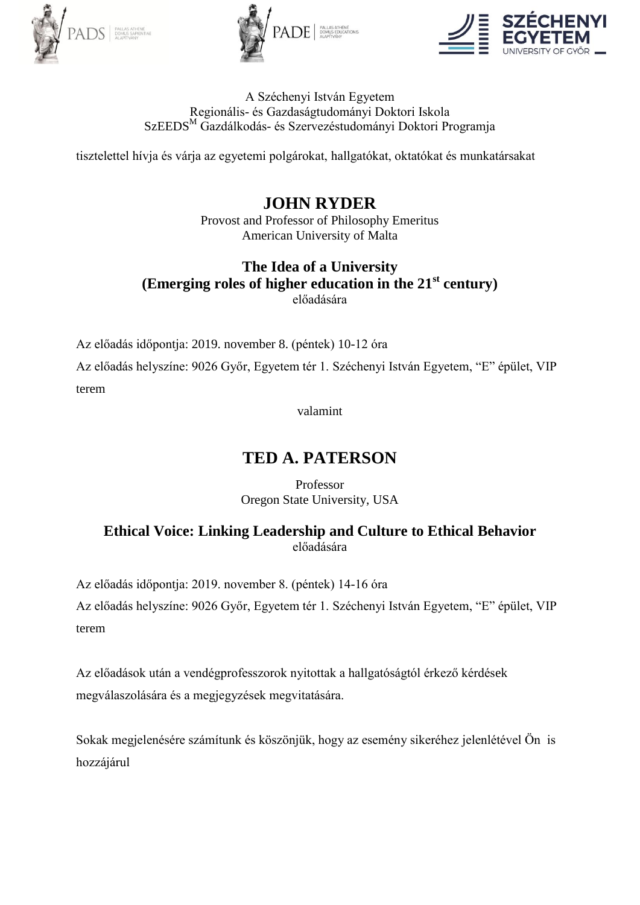A Széchenyi István Egyetem
Regionális- és Gazdaságtudományi Doktori Iskola
SzEEDS[M] Gazdálkodás- és Szervezéstudományi Doktori Programja

tisztelettel hívja és várja az egyetemi polgárokat, hallgatókat, oktatókat és munkatársakat

# JOHN RYDER

Provost and Professor of Philosophy Emeritus
American University of Malta

## The Idea of a University (Emerging roles of higher education in the 21st century)

előadására

Az előadás időpontja: 2019. november 8. (péntek) 10-12 óra

Az előadás helyszíne: 9026 Győr, Egyetem tér 1. Széchenyi István Egyetem, "E" épület, VIP terem

valamint

# TED A. PATERSON

Professor
Oregon State University, USA

## Ethical Voice: Linking Leadership and Culture to Ethical Behavior

előadására

Az előadás időpontja: 2019. november 8. (péntek) 14-16 óra

Az előadás helyszíne: 9026 Győr, Egyetem tér 1. Széchenyi István Egyetem, "E" épület, VIP terem

Az előadások után a vendégprofesszorok nyitottak a hallgatóságtól érkező kérdések megválaszolására és a megjegyzések megvitatására.

Sokak megjelenésére számítunk és köszönjük, hogy az esemény sikeréhez jelenlétével Ön is hozzájárul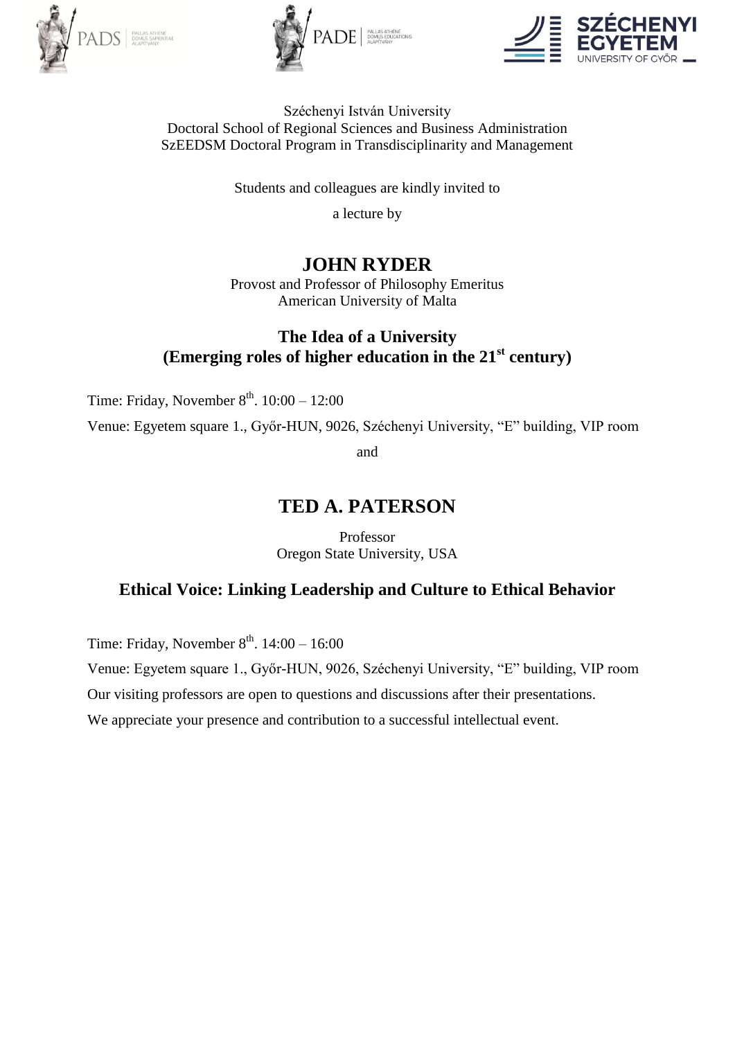Széchenyi István University
Doctoral School of Regional Sciences and Business Administration
SzEEDSM Doctoral Program in Transdisciplinarity and Management

Students and colleagues are kindly invited to

a lecture by

## JOHN RYDER

Provost and Professor of Philosophy Emeritus
American University of Malta

### The Idea of a University
### (Emerging roles of higher education in the 21st century)

Time: Friday, November 8th. 10:00 – 12:00

Venue: Egyetem square 1., Győr-HUN, 9026, Széchenyi University, "E" building, VIP room

and

## TED A. PATERSON

Professor
Oregon State University, USA

### Ethical Voice: Linking Leadership and Culture to Ethical Behavior

Time: Friday, November 8th. 14:00 – 16:00

Venue: Egyetem square 1., Győr-HUN, 9026, Széchenyi University, "E" building, VIP room

Our visiting professors are open to questions and discussions after their presentations.

We appreciate your presence and contribution to a successful intellectual event.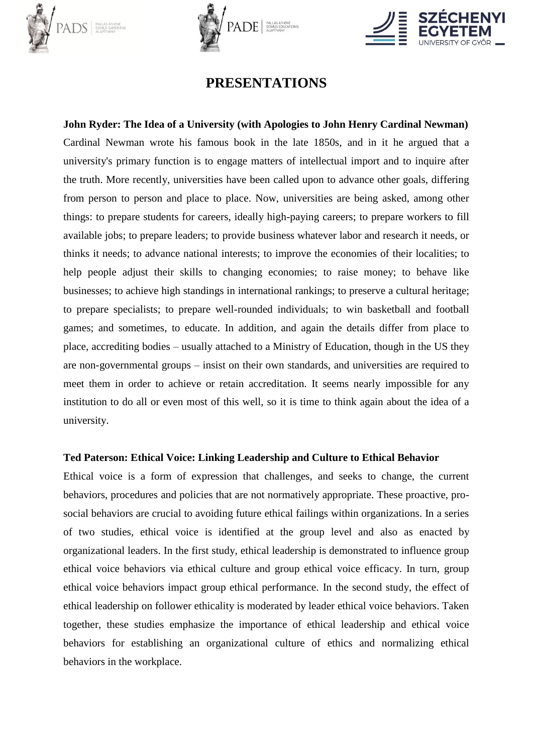# PRESENTATIONS

**John Ryder: The Idea of a University (with Apologies to John Henry Cardinal Newman)**

Cardinal Newman wrote his famous book in the late 1850s, and in it he argued that a university's primary function is to engage matters of intellectual import and to inquire after the truth. More recently, universities have been called upon to advance other goals, differing from person to person and place to place. Now, universities are being asked, among other things: to prepare students for careers, ideally high-paying careers; to prepare workers to fill available jobs; to prepare leaders; to provide business whatever labor and research it needs, or thinks it needs; to advance national interests; to improve the economies of their localities; to help people adjust their skills to changing economies; to raise money; to behave like businesses; to achieve high standings in international rankings; to preserve a cultural heritage; to prepare specialists; to prepare well-rounded individuals; to win basketball and football games; and sometimes, to educate. In addition, and again the details differ from place to place, accrediting bodies – usually attached to a Ministry of Education, though in the US they are non-governmental groups – insist on their own standards, and universities are required to meet them in order to achieve or retain accreditation. It seems nearly impossible for any institution to do all or even most of this well, so it is time to think again about the idea of a university.

**Ted Paterson: Ethical Voice: Linking Leadership and Culture to Ethical Behavior**

Ethical voice is a form of expression that challenges, and seeks to change, the current behaviors, procedures and policies that are not normatively appropriate. These proactive, pro-social behaviors are crucial to avoiding future ethical failings within organizations. In a series of two studies, ethical voice is identified at the group level and also as enacted by organizational leaders. In the first study, ethical leadership is demonstrated to influence group ethical voice behaviors via ethical culture and group ethical voice efficacy. In turn, group ethical voice behaviors impact group ethical performance. In the second study, the effect of ethical leadership on follower ethicality is moderated by leader ethical voice behaviors. Taken together, these studies emphasize the importance of ethical leadership and ethical voice behaviors for establishing an organizational culture of ethics and normalizing ethical behaviors in the workplace.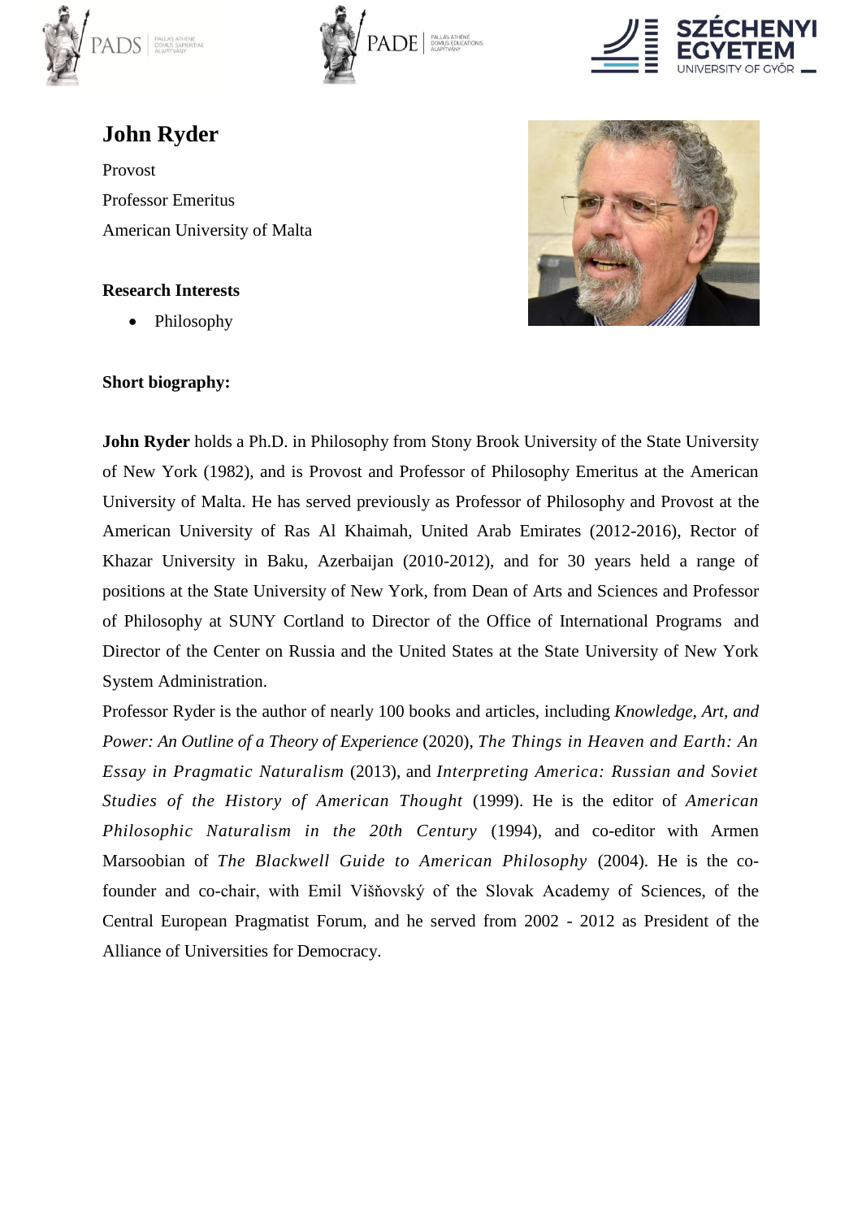# John Ryder

Provost

Professor Emeritus

American University of Malta

**Research Interests**

- Philosophy

**Short biography:**

**John Ryder** holds a Ph.D. in Philosophy from Stony Brook University of the State University of New York (1982), and is Provost and Professor of Philosophy Emeritus at the American University of Malta. He has served previously as Professor of Philosophy and Provost at the American University of Ras Al Khaimah, United Arab Emirates (2012-2016), Rector of Khazar University in Baku, Azerbaijan (2010-2012), and for 30 years held a range of positions at the State University of New York, from Dean of Arts and Sciences and Professor of Philosophy at SUNY Cortland to Director of the Office of International Programs and Director of the Center on Russia and the United States at the State University of New York System Administration.

Professor Ryder is the author of nearly 100 books and articles, including *Knowledge, Art, and Power: An Outline of a Theory of Experience* (2020), *The Things in Heaven and Earth: An Essay in Pragmatic Naturalism* (2013), and *Interpreting America: Russian and Soviet Studies of the History of American Thought* (1999). He is the editor of *American Philosophic Naturalism in the 20th Century* (1994), and co-editor with Armen Marsoobian of *The Blackwell Guide to American Philosophy* (2004). He is the co-founder and co-chair, with Emil Višňovský of the Slovak Academy of Sciences, of the Central European Pragmatist Forum, and he served from 2002 - 2012 as President of the Alliance of Universities for Democracy.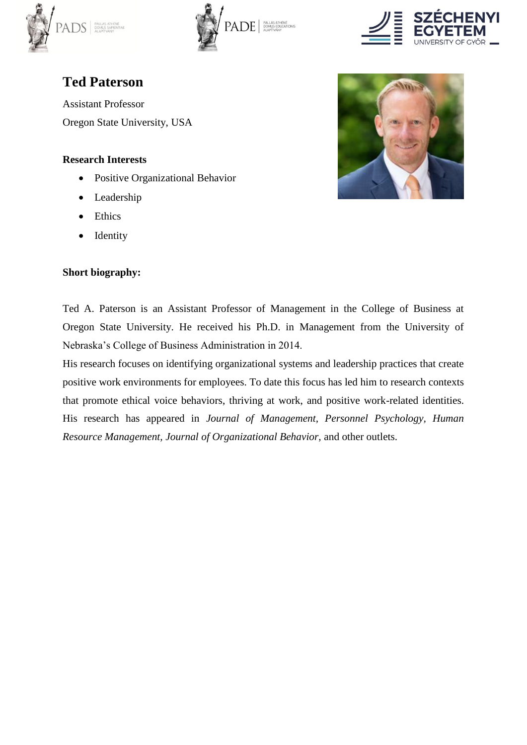## Ted Paterson

Assistant Professor

Oregon State University, USA

**Research Interests**

- Positive Organizational Behavior
- Leadership
- Ethics
- Identity

**Short biography:**

Ted A. Paterson is an Assistant Professor of Management in the College of Business at Oregon State University. He received his Ph.D. in Management from the University of Nebraska's College of Business Administration in 2014.

His research focuses on identifying organizational systems and leadership practices that create positive work environments for employees. To date this focus has led him to research contexts that promote ethical voice behaviors, thriving at work, and positive work-related identities. His research has appeared in *Journal of Management*, *Personnel Psychology*, *Human Resource Management*, *Journal of Organizational Behavior*, and other outlets.